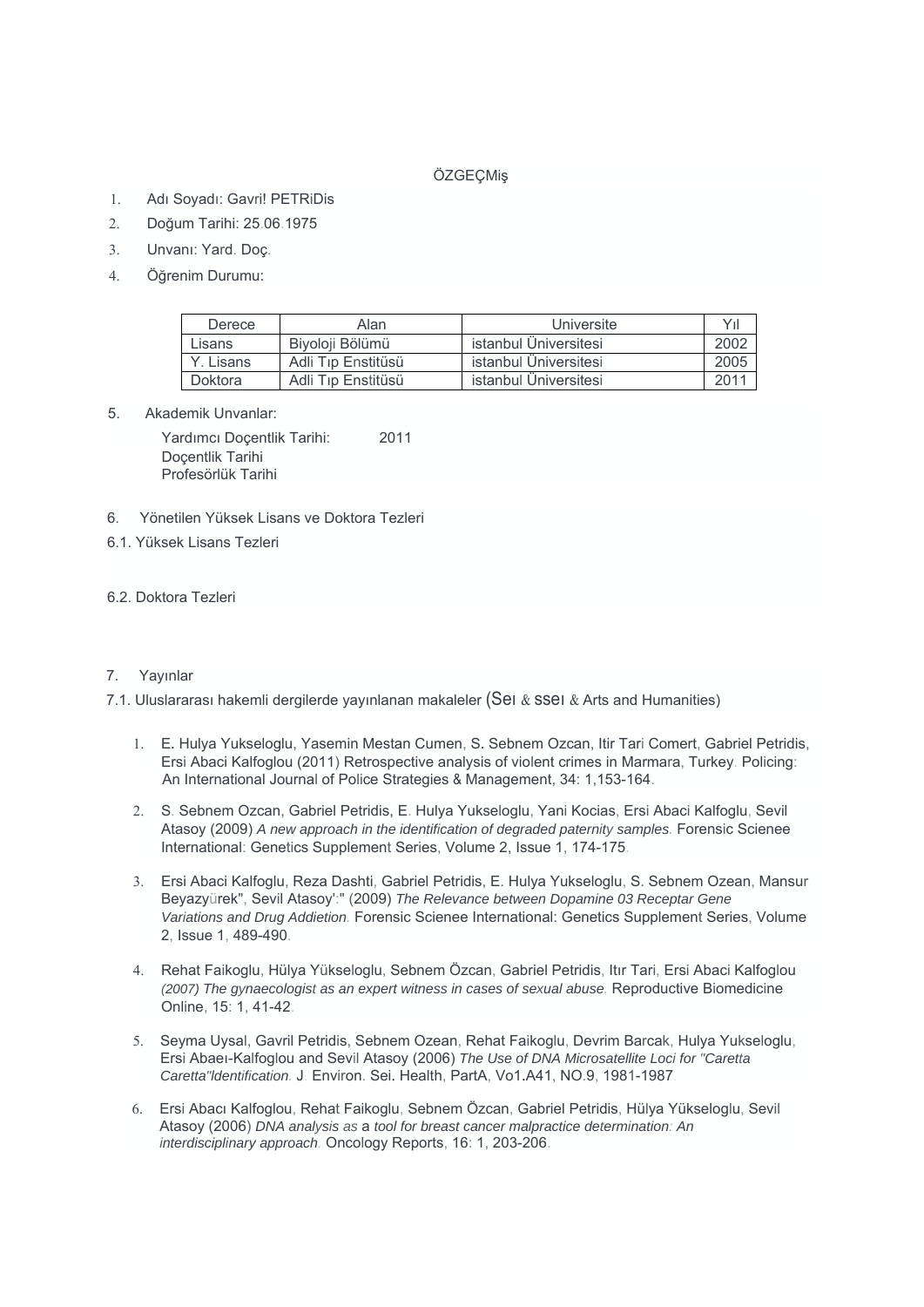# ÖZGEÇMiş

1. Adı Soyadı: Gavri! PETRiDis
2. Doğum Tarihi: 25.06.1975
3. Unvanı: Yard. Doç.
4. Öğrenim Durumu:

| Derece | Alan | Universite | Yıl |
|---|---|---|---|
| Lisans | Biyoloji Bölümü | istanbul Üniversitesi | 2002 |
| Y. Lisans | Adli Tıp Enstitüsü | istanbul Üniversitesi | 2005 |
| Doktora | Adli Tıp Enstitüsü | istanbul Üniversitesi | 2011 |

5. Akademik Unvanlar:

   Yardımcı Doçentlik Tarihi: 2011
   Doçentlik Tarihi
   Profesörlük Tarihi

6. Yönetilen Yüksek Lisans ve Doktora Tezleri

6.1. Yüksek Lisans Tezleri

6.2. Doktora Tezleri

7. Yayınlar

7.1. Uluslararası hakemli dergilerde yayınlanan makaleler (Seı & sseı & Arts and Humanities)

1. E. Hulya Yukseloglu, Yasemin Mestan Cumen, S. Sebnem Ozcan, Itir Tari Comert, Gabriel Petridis, Ersi Abaci Kalfoglou (2011) Retrospective analysis of violent crimes in Marmara, Turkey. Policing: An International Journal of Police Strategies & Management, 34: 1,153-164.
2. S. Sebnem Ozcan, Gabriel Petridis, E. Hulya Yukseloglu, Yani Kocias, Ersi Abaci Kalfoglu, Sevil Atasoy (2009) *A new approach in the identification of degraded paternity samples.* Forensic Scienee International: Genetics Supplement Series, Volume 2, Issue 1, 174-175.
3. Ersi Abaci Kalfoglu, Reza Dashti, Gabriel Petridis, E. Hulya Yukseloglu, S. Sebnem Ozean, Mansur Beyazyürek", Sevil Atasoy':" (2009) *The Relevance between Dopamine 03 Receptar Gene Variations and Drug Addietion.* Forensic Scienee International: Genetics Supplement Series, Volume 2, Issue 1, 489-490.
4. Rehat Faikoglu, Hülya Yükseloglu, Sebnem Özcan, Gabriel Petridis, Itır Tari, Ersi Abaci Kalfoglou *(2007) The gynaecologist as an expert witness in cases of sexual abuse.* Reproductive Biomedicine Online, 15: 1, 41-42.
5. Seyma Uysal, Gavril Petridis, Sebnem Ozean, Rehat Faikoglu, Devrim Barcak, Hulya Yukseloglu, Ersi Abaeı-Kalfoglou and Sevil Atasoy (2006) *The Use of DNA Microsatellite Loci for "Caretta Caretta"Identification.* J. Environ. Sei. Health, PartA, Vo1.A41, NO.9, 1981-1987.
6. Ersi Abacı Kalfoglou, Rehat Faikoglu, Sebnem Özcan, Gabriel Petridis, Hülya Yükseloglu, Sevil Atasoy (2006) *DNA analysis as a tool for breast cancer malpractice determination: An interdisciplinary approach.* Oncology Reports, 16: 1, 203-206.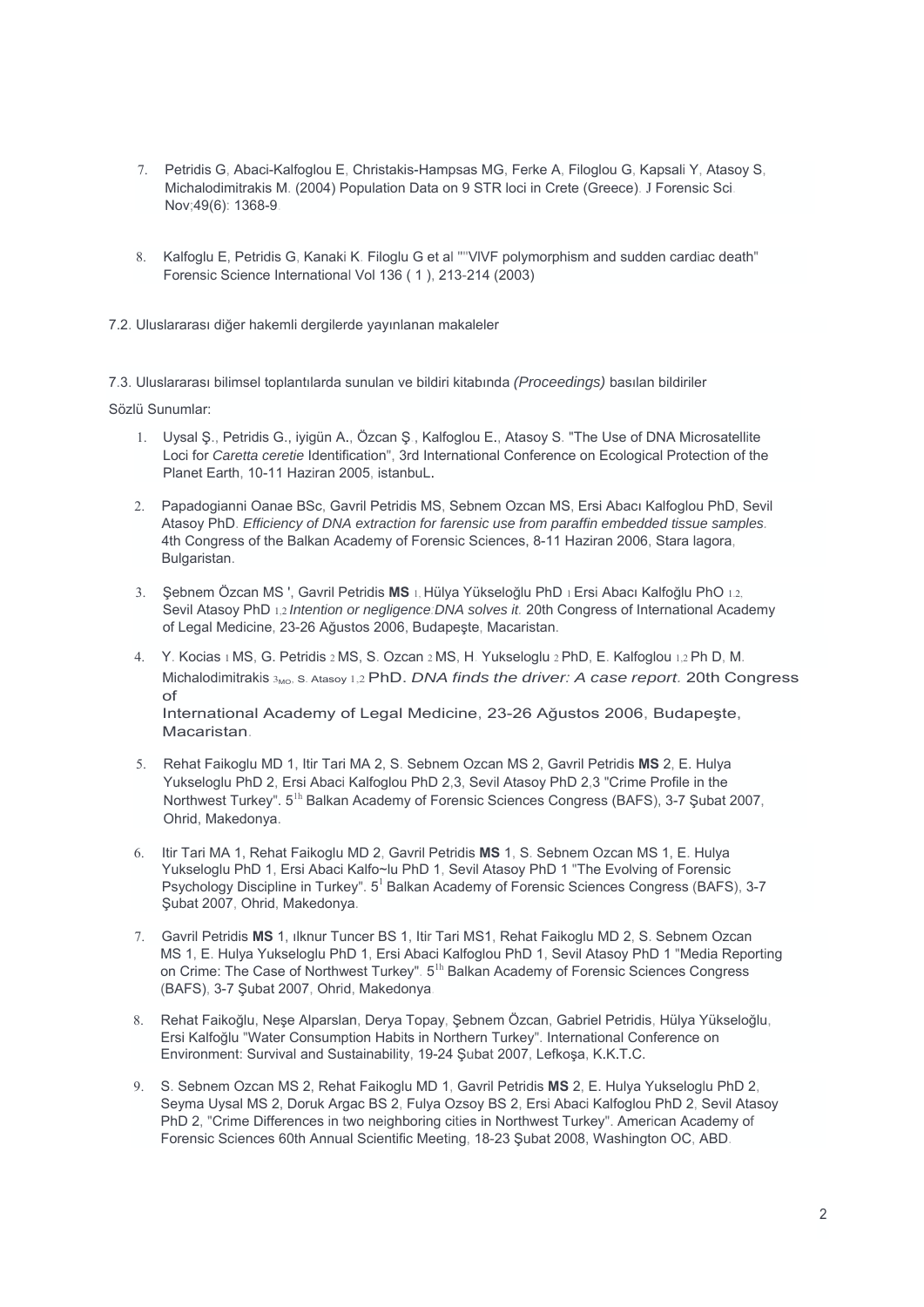7. Petridis G, Abaci-Kalfoglou E, Christakis-Hampsas MG, Ferke A, Filoglou G, Kapsali Y, Atasoy S, Michalodimitrakis M. (2004) Population Data on 9 STR loci in Crete (Greece). J Forensic Sci. Nov;49(6): 1368-9.

8. Kalfoglu E, Petridis G, Kanaki K. Filoglu G et al ""VIVF polymorphism and sudden cardiac death" Forensic Science International Vol 136 ( 1 ), 213-214 (2003)

7.2. Uluslararası diğer hakemli dergilerde yayınlanan makaleler

7.3. Uluslararası bilimsel toplantılarda sunulan ve bildiri kitabında *(Proceedings)* basılan bildiriler

Sözlü Sunumlar:

1. Uysal Ş., Petridis G., iyigün A., Özcan Ş , Kalfoglou E., Atasoy S. "The Use of DNA Microsatellite Loci for *Caretta ceretie* Identification", 3rd International Conference on Ecological Protection of the Planet Earth, 10-11 Haziran 2005, istanbuL.

2. Papadogianni Oanae BSc, Gavril Petridis MS, Sebnem Ozcan MS, Ersi Abacı Kalfoglou PhD, Sevil Atasoy PhD. *Efficiency of DNA extraction for farensic use from paraffin embedded tissue samples.* 4th Congress of the Balkan Academy of Forensic Sciences, 8-11 Haziran 2006, Stara lagora, Bulgaristan.

3. Şebnem Özcan MS ', Gavril Petridis **MS** 1, Hülya Yükseloğlu PhD 1 Ersi Abacı Kalfoğlu PhO 1,2, Sevil Atasoy PhD 1,2 *Intention or negligence:DNA solves it.* 20th Congress of International Academy of Legal Medicine, 23-26 Ağustos 2006, Budapeşte, Macaristan.

4. Y. Kocias 1 MS, G. Petridis 2 MS, S. Ozcan 2 MS, H. Yukseloglu 2 PhD, E. Kalfoglou 1,2 Ph D, M. Michalodimitrakis 3MO, S. Atasoy 1,2 PhD. *DNA finds the driver: A case report.* 20th Congress of International Academy of Legal Medicine, 23-26 Ağustos 2006, Budapeşte, Macaristan.

5. Rehat Faikoglu MD 1, Itir Tari MA 2, S. Sebnem Ozcan MS 2, Gavril Petridis **MS** 2, E. Hulya Yukseloglu PhD 2, Ersi Abaci Kalfoglou PhD 2,3, Sevil Atasoy PhD 2,3 "Crime Profile in the Northwest Turkey". 5[1h] Balkan Academy of Forensic Sciences Congress (BAFS), 3-7 Şubat 2007, Ohrid, Makedonya.

6. Itir Tari MA 1, Rehat Faikoglu MD 2, Gavril Petridis **MS** 1, S. Sebnem Ozcan MS 1, E. Hulya Yukseloglu PhD 1, Ersi Abaci Kalfo~lu PhD 1, Sevil Atasoy PhD 1 "The Evolving of Forensic Psychology Discipline in Turkey". 5[1] Balkan Academy of Forensic Sciences Congress (BAFS), 3-7 Şubat 2007, Ohrid, Makedonya.

7. Gavril Petridis **MS** 1, ılknur Tuncer BS 1, Itir Tari MS1, Rehat Faikoglu MD 2, S. Sebnem Ozcan MS 1, E. Hulya Yukseloglu PhD 1, Ersi Abaci Kalfoglou PhD 1, Sevil Atasoy PhD 1 "Media Reporting on Crime: The Case of Northwest Turkey". 5[1h] Balkan Academy of Forensic Sciences Congress (BAFS), 3-7 Şubat 2007, Ohrid, Makedonya.

8. Rehat Faikoğlu, Neşe Alparslan, Derya Topay, Şebnem Özcan, Gabriel Petridis, Hülya Yükseloğlu, Ersi Kalfoğlu "Water Consumption Habits in Northern Turkey". International Conference on Environment: Survival and Sustainability, 19-24 Şubat 2007, Lefkoşa, K.K.T.C.

9. S. Sebnem Ozcan MS 2, Rehat Faikoglu MD 1, Gavril Petridis **MS** 2, E. Hulya Yukseloglu PhD 2, Seyma Uysal MS 2, Doruk Argac BS 2, Fulya Ozsoy BS 2, Ersi Abaci Kalfoglou PhD 2, Sevil Atasoy PhD 2, "Crime Differences in two neighboring cities in Northwest Turkey". American Academy of Forensic Sciences 60th Annual Scientific Meeting, 18-23 Şubat 2008, Washington OC, ABD.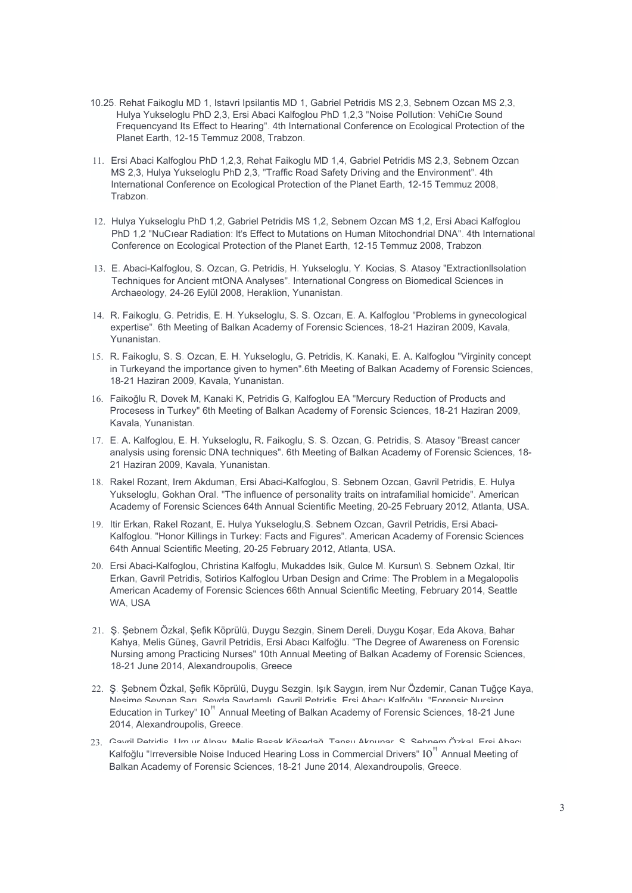10.25. Rehat Faikoglu MD 1, Istavri Ipsilantis MD 1, Gabriel Petridis MS 2,3, Sebnem Ozcan MS 2,3, Hulya Yukseloglu PhD 2,3, Ersi Abaci Kalfoglou PhD 1,2,3 "Noise Pollution: VehiCıe Sound Frequencyand Its Effect to Hearing". 4th International Conference on Ecological Protection of the Planet Earth, 12-15 Temmuz 2008, Trabzon.

11. Ersi Abaci Kalfoglou PhD 1,2,3, Rehat Faikoglu MD 1,4, Gabriel Petridis MS 2,3, Sebnem Ozcan MS 2,3, Hulya Yukseloglu PhD 2,3, "Traffic Road Safety Driving and the Environment". 4th International Conference on Ecological Protection of the Planet Earth, 12-15 Temmuz 2008, Trabzon.

12. Hulya Yukseloglu PhD 1,2, Gabriel Petridis MS 1,2, Sebnem Ozcan MS 1,2, Ersi Abaci Kalfoglou PhD 1,2 "NuCıear Radiation: It's Effect to Mutations on Human Mitochondrial DNA". 4th International Conference on Ecological Protection of the Planet Earth, 12-15 Temmuz 2008, Trabzon

13. E. Abaci-Kalfoglou, S. Ozcan, G. Petridis, H. Yukseloglu, Y. Kocias, S. Atasoy "ExtractionIlsolation Techniques for Ancient mtONA Analyses". International Congress on Biomedical Sciences in Archaeology, 24-26 Eylül 2008, Heraklion, Yunanistan.

14. R. Faikoglu, G. Petridis, E. H. Yukseloglu, S. S. Ozcarı, E. A. Kalfoglou "Problems in gynecological expertise". 6th Meeting of Balkan Academy of Forensic Sciences, 18-21 Haziran 2009, Kavala, Yunanistan.

15. R. Faikoglu, S. S. Ozcan, E. H. Yukseloglu, G. Petridis, K. Kanaki, E. A. Kalfoglou "Virginity concept in Turkeyand the importance given to hymen".6th Meeting of Balkan Academy of Forensic Sciences, 18-21 Haziran 2009, Kavala, Yunanistan.

16. Faikoğlu R, Dovek M, Kanaki K, Petridis G, Kalfoglou EA "Mercury Reduction of Products and Procesess in Turkey" 6th Meeting of Balkan Academy of Forensic Sciences, 18-21 Haziran 2009, Kavala, Yunanistan.

17. E. A. Kalfoglou, E. H. Yukseloglu, R. Faikoglu, S. S. Ozcan, G. Petridis, S. Atasoy "Breast cancer analysis using forensic DNA techniques". 6th Meeting of Balkan Academy of Forensic Sciences, 18-21 Haziran 2009, Kavala, Yunanistan.

18. Rakel Rozant, Irem Akduman, Ersi Abaci-Kalfoglou, S. Sebnem Ozcan, Gavril Petridis, E. Hulya Yukseloglu, Gokhan Oral. "The influence of personality traits on intrafamilial homicide". American Academy of Forensic Sciences 64th Annual Scientific Meeting, 20-25 February 2012, Atlanta, USA.

19. Itir Erkan, Rakel Rozant, E. Hulya Yukseloglu,S. Sebnem Ozcan, Gavril Petridis, Ersi Abaci-Kalfoglou. "Honor Killings in Turkey: Facts and Figures". American Academy of Forensic Sciences 64th Annual Scientific Meeting, 20-25 February 2012, Atlanta, USA.

20. Ersi Abaci-Kalfoglou, Christina Kalfoglu, Mukaddes Isik, Gulce M. Kursun\ S. Sebnem Ozkal, Itir Erkan, Gavril Petridis, Sotirios Kalfoglou Urban Design and Crime: The Problem in a Megalopolis American Academy of Forensic Sciences 66th Annual Scientific Meeting, February 2014, Seattle WA, USA

21. Ş. Şebnem Özkal, Şefik Köprülü, Duygu Sezgin, Sinem Dereli, Duygu Koşar, Eda Akova, Bahar Kahya, Melis Güneş, Gavril Petridis, Ersi Abacı Kalfoğlu. "The Degree of Awareness on Forensic Nursing among Practicing Nurses" 10th Annual Meeting of Balkan Academy of Forensic Sciences, 18-21 June 2014, Alexandroupolis, Greece

22. Ş. Şebnem Özkal, Şefik Köprülü, Duygu Sezgin, Işık Saygın, irem Nur Özdemir, Canan Tuğçe Kaya, Nesime Sevnan Sarı, Sevda Saydamlı, Gavril Petridis, Ersi Abacı Kalfoğlu. "Forensic Nursing Education in Turkey" 10$^{th}$ Annual Meeting of Balkan Academy of Forensic Sciences, 18-21 June 2014, Alexandroupolis, Greece.

23. Gavril Petridis, Um ur Alpay, Melis Başak Kösedağ, Tansu Akpınar, S. Şebnem Özkal, Ersi Abacı Kalfoğlu "Irreversible Noise Induced Hearing Loss in Commercial Drivers" 10$^{th}$ Annual Meeting of Balkan Academy of Forensic Sciences, 18-21 June 2014, Alexandroupolis, Greece.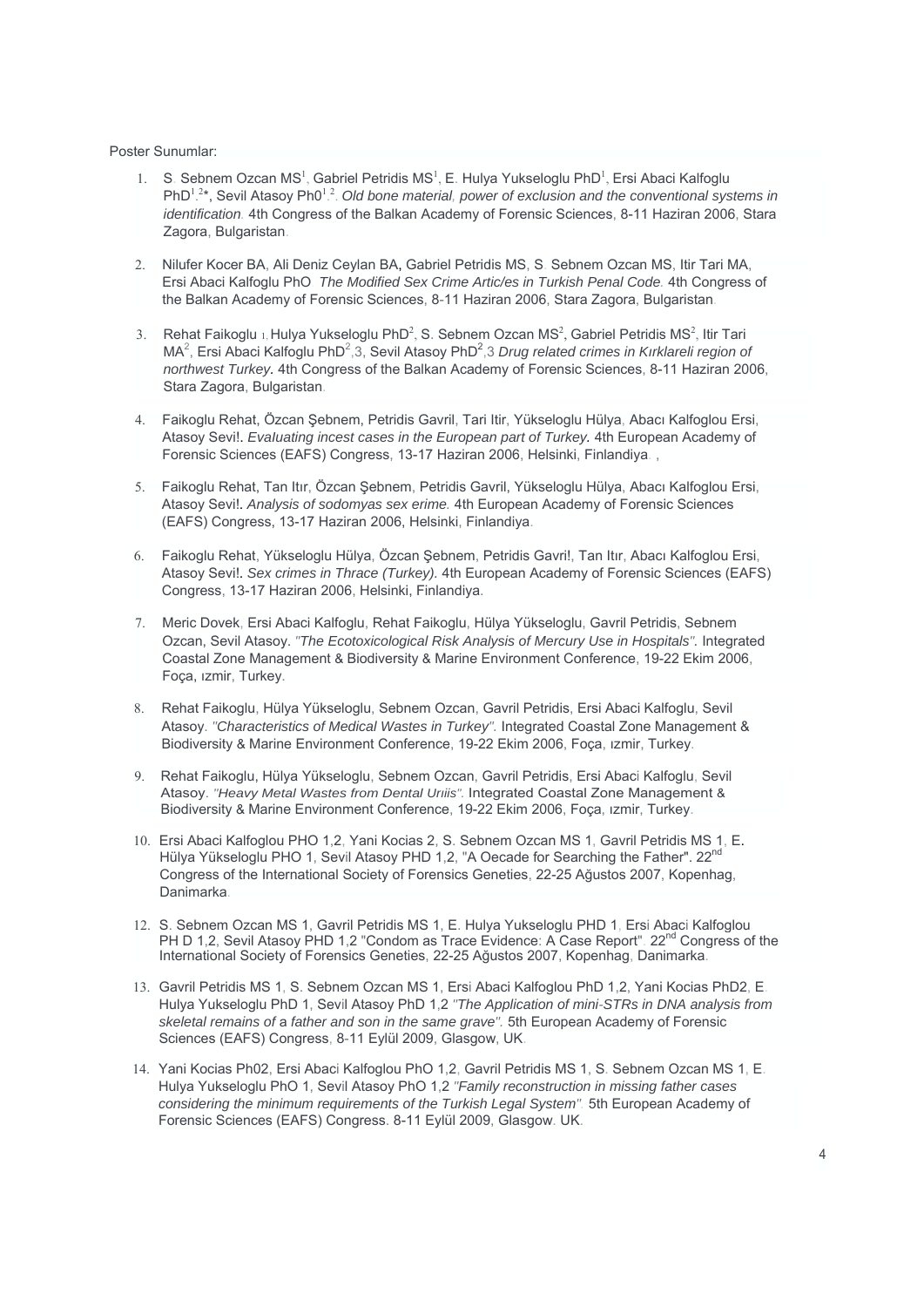Poster Sunumlar:

1. S. Sebnem Ozcan MS[1], Gabriel Petridis MS[1], E. Hulya Yukseloglu PhD[1], Ersi Abaci Kalfoglu PhD[1,2]*, Sevil Atasoy Ph0[1,2]. *Old bone material, power of exclusion and the conventional systems in identification.* 4th Congress of the Balkan Academy of Forensic Sciences, 8-11 Haziran 2006, Stara Zagora, Bulgaristan.

2. Nilufer Kocer BA, Ali Deniz Ceylan BA, Gabriel Petridis MS, S. Sebnem Ozcan MS, Itir Tari MA, Ersi Abaci Kalfoglu PhO. *The Modified Sex Crime Artic/es in Turkish Penal Code.* 4th Congress of the Balkan Academy of Forensic Sciences, 8-11 Haziran 2006, Stara Zagora, Bulgaristan.

3. Rehat Faikoglu 1, Hulya Yukseloglu PhD[2], S. Sebnem Ozcan MS[2], Gabriel Petridis MS[2], Itir Tari MA[2], Ersi Abaci Kalfoglu PhD[2],3, Sevil Atasoy PhD[2],3 *Drug related crimes in Kırklareli region of northwest Turkey.* 4th Congress of the Balkan Academy of Forensic Sciences, 8-11 Haziran 2006, Stara Zagora, Bulgaristan.

4. Faikoglu Rehat, Özcan Şebnem, Petridis Gavril, Tari Itir, Yükseloglu Hülya, Abacı Kalfoglou Ersi, Atasoy Sevi!. *Evaluating incest cases in the European part of Turkey.* 4th European Academy of Forensic Sciences (EAFS) Congress, 13-17 Haziran 2006, Helsinki, Finlandiya. ,

5. Faikoglu Rehat, Tan Itır, Özcan Şebnem, Petridis Gavril, Yükseloglu Hülya, Abacı Kalfoglou Ersi, Atasoy Sevi!. *Analysis of sodomyas sex erime.* 4th European Academy of Forensic Sciences (EAFS) Congress, 13-17 Haziran 2006, Helsinki, Finlandiya.

6. Faikoglu Rehat, Yükseloglu Hülya, Özcan Şebnem, Petridis Gavri!, Tan Itır, Abacı Kalfoglou Ersi, Atasoy Sevi!. *Sex crimes in Thrace (Turkey).* 4th European Academy of Forensic Sciences (EAFS) Congress, 13-17 Haziran 2006, Helsinki, Finlandiya.

7. Meric Dovek, Ersi Abaci Kalfoglu, Rehat Faikoglu, Hülya Yükseloglu, Gavril Petridis, Sebnem Ozcan, Sevil Atasoy. *"The Ecotoxicological Risk Analysis of Mercury Use in Hospitals".* Integrated Coastal Zone Management & Biodiversity & Marine Environment Conference, 19-22 Ekim 2006, Foça, ızmir, Turkey.

8. Rehat Faikoglu, Hülya Yükseloglu, Sebnem Ozcan, Gavril Petridis, Ersi Abaci Kalfoglu, Sevil Atasoy. *"Characteristics of Medical Wastes in Turkey".* Integrated Coastal Zone Management & Biodiversity & Marine Environment Conference, 19-22 Ekim 2006, Foça, ızmir, Turkey.

9. Rehat Faikoglu, Hülya Yükseloglu, Sebnem Ozcan, Gavril Petridis, Ersi Abaci Kalfoglu, Sevil Atasoy. *"Heavy Metal Wastes from Dental Uriiis".* Integrated Coastal Zone Management & Biodiversity & Marine Environment Conference, 19-22 Ekim 2006, Foça, ızmir, Turkey.

10. Ersi Abaci Kalfoglou PHO 1,2, Yani Kocias 2, S. Sebnem Ozcan MS 1, Gavril Petridis MS 1, E. Hülya Yükseloglu PHO 1, Sevil Atasoy PHD 1,2, "A Oecade for Searching the Father". 22[nd] Congress of the International Society of Forensics Geneties, 22-25 Ağustos 2007, Kopenhag, Danimarka.

12. S. Sebnem Ozcan MS 1, Gavril Petridis MS 1, E. Hulya Yukseloglu PHD 1, Ersi Abaci Kalfoglou PH D 1,2, Sevil Atasoy PHD 1,2 "Condom as Trace Evidence: A Case Report". 22[nd] Congress of the International Society of Forensics Geneties, 22-25 Ağustos 2007, Kopenhag, Danimarka.

13. Gavril Petridis MS 1, S. Sebnem Ozcan MS 1, Ersi Abaci Kalfoglou PhD 1,2, Yani Kocias PhD2, E. Hulya Yukseloglu PhD 1, Sevil Atasoy PhD 1,2 *"The Application of mini-STRs in DNA analysis from skeletal remains of a father and son in the same grave".* 5th European Academy of Forensic Sciences (EAFS) Congress, 8-11 Eylül 2009, Glasgow, UK.

14. Yani Kocias Ph02, Ersi Abaci Kalfoglou PhO 1,2, Gavril Petridis MS 1, S. Sebnem Ozcan MS 1, E. Hulya Yukseloglu PhO 1, Sevil Atasoy PhO 1,2 *"Family reconstruction in missing father cases considering the minimum requirements of the Turkish Legal System".* 5th European Academy of Forensic Sciences (EAFS) Congress. 8-11 Eylül 2009, Glasgow. UK.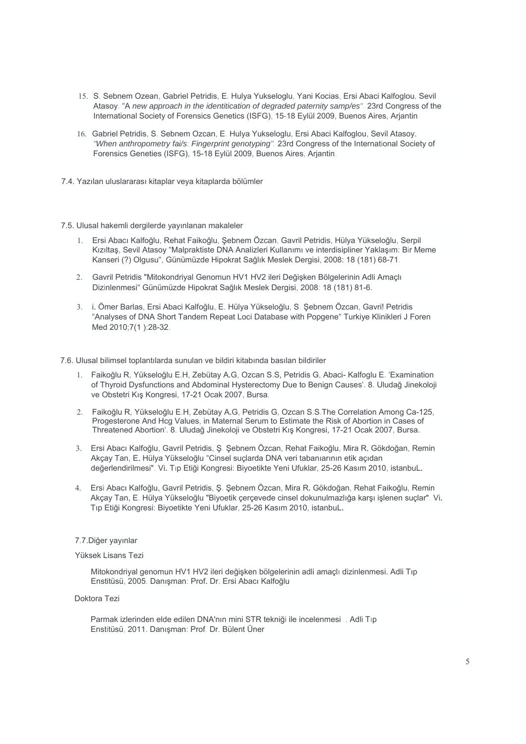15. S. Sebnem Ozean, Gabriel Petridis, E. Hulya Yukseloglu, Yani Kocias, Ersi Abaci Kalfoglou, Sevil Atasoy. "A *new approach in the identitication of degraded paternity samp/es"*. 23rd Congress of the International Society of Forensics Genetics (ISFG), 15-18 Eylül 2009, Buenos Aires, Arjantin.

16. Gabriel Petridis, S. Sebnem Ozcan, E. Hulya Yukseloglu, Ersi Abaci Kalfoglou, Sevil Atasoy. *"When anthropometry fai/s: Fingerprint genotyping"*. 23rd Congress of the International Society of Forensics Geneties (ISFG), 15-18 Eylül 2009, Buenos Aires, Arjantin.

7.4. Yazılan uluslararası kitaplar veya kitaplarda bölümler

7.5. Ulusal hakemli dergilerde yayınlanan makaleler

1. Ersi Abacı Kalfoğlu, Rehat Faikoğlu, Şebnem Özcan, Gavril Petridis, Hülya Yükseloğlu, Serpil Kızıltaş, Sevil Atasoy "Malpraktiste DNA Analizleri Kullanımı ve interdisipliner Yaklaşım: Bir Meme Kanseri (?) Olgusu", Günümüzde Hipokrat Sağlık Meslek Dergisi, 2008: 18 (181) 68-71.

2. Gavril Petridis "Mitokondriyal Genomun HV1 HV2 ileri Değişken Bölgelerinin Adli Amaçlı Dizinlenmesi" Günümüzde Hipokrat Sağlık Meslek Dergisi, 2008: 18 (181) 81-6.

3. i. Ömer Barlas, Ersi Abaci Kalfoğlu, E. Hülya Yükseloğlu, S. Şebnem Özcan, Gavri! Petridis "Analyses of DNA Short Tandem Repeat Loci Database with Popgene" Turkiye Klinikleri J Foren Med 2010;7(1 ):28-32.

7.6. Ulusal bilimsel toplantılarda sunulan ve bildiri kitabında basılan bildiriler

1. Faikoğlu R, Yükseloğlu E.H, Zebütay A.G, Ozcan S.S, Petridis G, Abaci- Kalfoglu E. 'Examination of Thyroid Dysfunctions and Abdominal Hysterectomy Due to Benign Causes'. 8. Uludağ Jinekoloji ve Obstetri Kış Kongresi, 17-21 Ocak 2007, Bursa.

2. Faikoğlu R, Yükseloğlu E.H, Zebütay A.G, Petridis G, Ozcan S.S.The Correlation Among Ca-125, Progesterone And Hcg Values, in Maternal Serum to Estimate the Risk of Abortion in Cases of Threatened Abortion'. 8. Uludağ Jinekoloji ve Obstetri Kış Kongresi, 17-21 Ocak 2007, Bursa.

3. Ersi Abacı Kalfoğlu, Gavril Petridis, Ş. Şebnem Özcan, Rehat Faikoğlu, Mira R. Gökdoğan, Remin Akçay Tan, E. Hülya Yükseloğlu "Cinsel suçlarda DNA veri tabanıarının etik açıdan değerlendirilmesi". Vi. Tıp Etiği Kongresi: Biyoetikte Yeni Ufuklar, 25-26 Kasım 2010, istanbuL.

4. Ersi Abacı Kalfoğlu, Gavril Petridis, Ş. Şebnem Özcan, Mira R. Gökdoğan, Rehat Faikoğlu, Remin Akçay Tan, E. Hülya Yükseloğlu "Biyoetik çerçevede cinsel dokunulmazlığa karşı işlenen suçlar". Vi. Tıp Etiği Kongresi: Biyoetikte Yeni Ufuklar, 25-26 Kasım 2010, istanbuL.

7.7.Diğer yayınlar

Yüksek Lisans Tezi

Mitokondriyal genomun HV1 HV2 ileri değişken bölgelerinin adli amaçlı dizinlenmesi. Adli Tıp Enstitüsü, 2005. Danışman: Prof. Dr. Ersi Abacı Kalfoğlu

Doktora Tezi

Parmak izlerinden elde edilen DNA'nın mini STR tekniği ile incelenmesi . Adli Tıp Enstitüsü, 2011. Danışman: Prof. Dr. Bülent Üner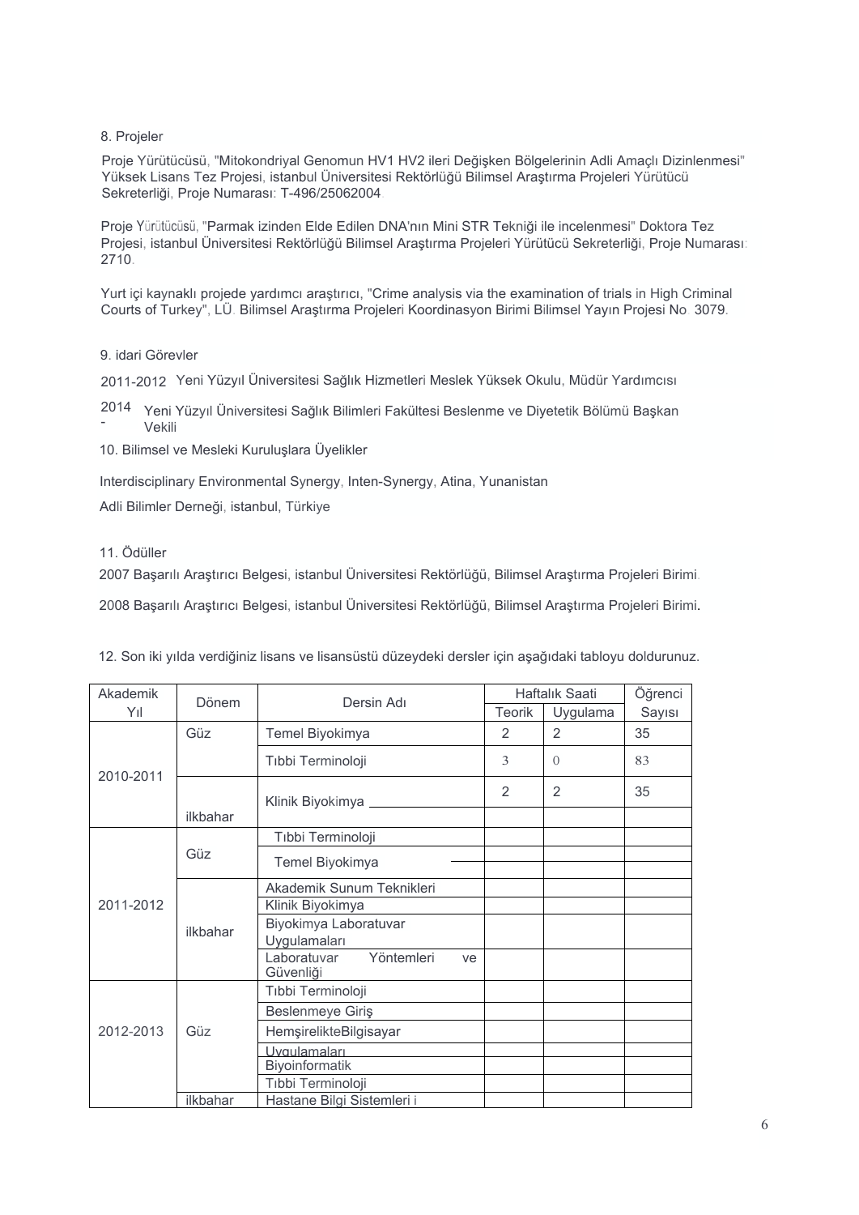8. Projeler

Proje Yürütücüsü, "Mitokondriyal Genomun HV1 HV2 ileri Değişken Bölgelerinin Adli Amaçlı Dizinlenmesi" Yüksek Lisans Tez Projesi, istanbul Üniversitesi Rektörlüğü Bilimsel Araştırma Projeleri Yürütücü Sekreterliği, Proje Numarası: T-496/25062004

Proje Yürütücüsü, "Parmak izinden Elde Edilen DNA'nın Mini STR Tekniği ile incelenmesi" Doktora Tez Projesi, istanbul Üniversitesi Rektörlüğü Bilimsel Araştırma Projeleri Yürütücü Sekreterliği, Proje Numarası: 2710.

Yurt içi kaynaklı projede yardımcı araştırıcı, "Crime analysis via the examination of trials in High Criminal Courts of Turkey", LÜ. Bilimsel Araştırma Projeleri Koordinasyon Birimi Bilimsel Yayın Projesi No. 3079.

9. idari Görevler

2011-2012 Yeni Yüzyıl Üniversitesi Sağlık Hizmetleri Meslek Yüksek Okulu, Müdür Yardımcısı

2014 - Yeni Yüzyıl Üniversitesi Sağlık Bilimleri Fakültesi Beslenme ve Diyetetik Bölümü Başkan Vekili

10. Bilimsel ve Mesleki Kuruluşlara Üyelikler

Interdisciplinary Environmental Synergy, Inten-Synergy, Atina, Yunanistan

Adli Bilimler Derneği, istanbul, Türkiye

11. Ödüller

2007 Başarılı Araştırıcı Belgesi, istanbul Üniversitesi Rektörlüğü, Bilimsel Araştırma Projeleri Birimi.

2008 Başarılı Araştırıcı Belgesi, istanbul Üniversitesi Rektörlüğü, Bilimsel Araştırma Projeleri Birimi.

12. Son iki yılda verdiğiniz lisans ve lisansüstü düzeydeki dersler için aşağıdaki tabloyu doldurunuz.

| Akademik Yıl | Dönem | Dersin Adı | Haftalık Saati | | Öğrenci Sayısı |
|---|---|---|---|---|---|
| | | | Teorik | Uygulama | |
| 2010-2011 | Güz | Temel Biyokimya | 2 | 2 | 35 |
| | | Tıbbi Terminoloji | 3 | 0 | 83 |
| | ilkbahar | Klinik Biyokimya | 2 | 2 | 35 |
| 2011-2012 | Güz | Tıbbi Terminoloji | | | |
| | | Temel Biyokimya | | | |
| | ilkbahar | Akademik Sunum Teknikleri | | | |
| | | Klinik Biyokimya | | | |
| | | Biyokimya Laboratuvar Uygulamaları | | | |
| | | Laboratuvar Yöntemleri ve Güvenliği | | | |
| 2012-2013 | Güz | Tıbbi Terminoloji | | | |
| | | Beslenmeye Giriş | | | |
| | | HemşirelikteBilgisayar Uygulamaları | | | |
| | | Biyoinformatik | | | |
| | | Tıbbi Terminoloji | | | |
| | ilkbahar | Hastane Bilgi Sistemleri i | | | |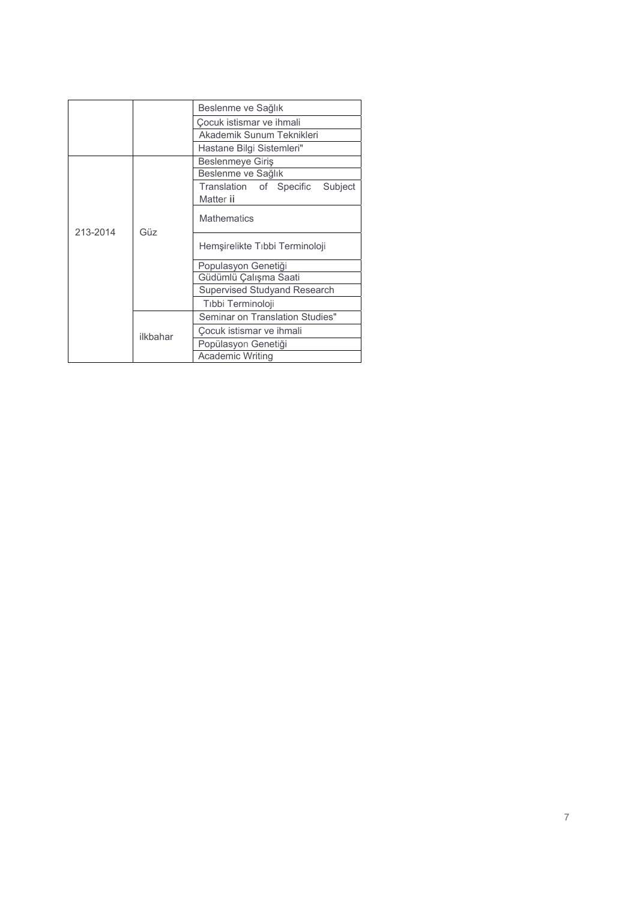| | | |
|---|---|---|
| | | Beslenme ve Sağlık |
| | | Çocuk istismar ve ihmali |
| | | Akademik Sunum Teknikleri |
| | | Hastane Bilgi Sistemleri" |
| 213-2014 | Güz | Beslenmeye Giriş |
| | | Beslenme ve Sağlık |
| | | Translation of Specific Subject Matter ii |
| | | Mathematics |
| | | Hemşirelikte Tıbbi Terminoloji |
| | | Populasyon Genetiği |
| | | Güdümlü Çalışma Saati |
| | | Supervised Studyand Research |
| | | Tıbbi Terminoloji |
| | ilkbahar | Seminar on Translation Studies" |
| | | Çocuk istismar ve ihmali |
| | | Popülasyon Genetiği |
| | | Academic Writing |